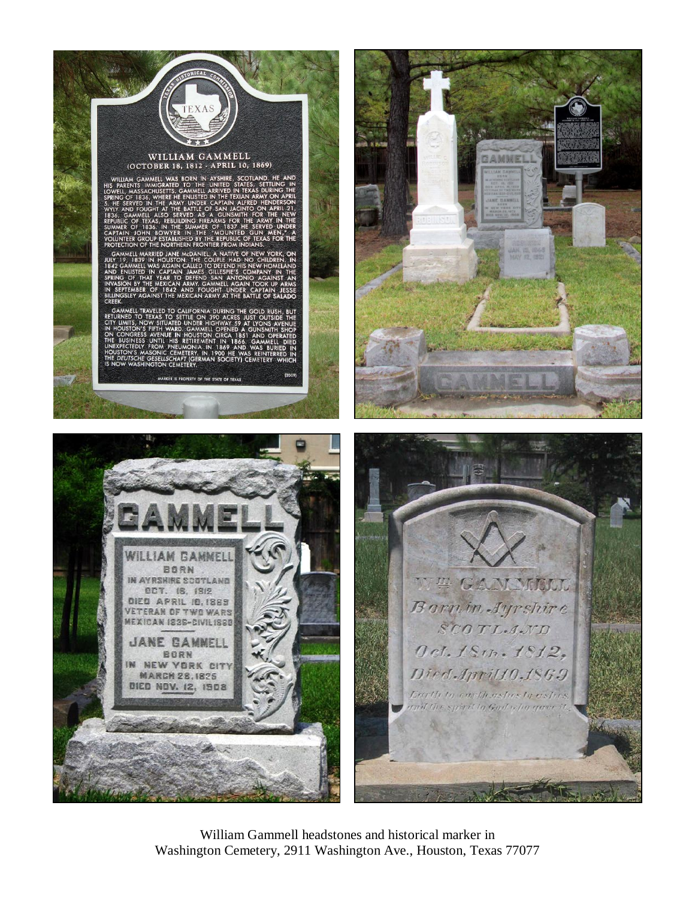# WILLIAM GAMMELL
## (OCTOBER 18, 1812 - APRIL 10, 1869)

WILLIAM GAMMELL WAS BORN IN AYSHIRE, SCOTLAND. HE AND HIS PARENTS IMMIGRATED TO THE UNITED STATES, SETTLING IN LOWELL, MASSACHUSETTS. GAMMELL ARRIVED IN TEXAS DURING THE SPRING OF 1836, WHERE HE ENLISTED IN THE TEXIAN ARMY ON APRIL 5. HE SERVED IN THE ARMY UNDER CAPTAIN ALFRED HENDERSON WYLY AND FOUGHT AT THE BATTLE OF SAN JACINTO ON APRIL 21, 1836. GAMMELL ALSO SERVED AS A GUNSMITH FOR THE NEW REPUBLIC OF TEXAS, REBUILDING FIREARMS FOR THE ARMY IN THE SUMMER OF 1836. IN THE SUMMER OF 1837 HE SERVED UNDER CAPTAIN JOHN BOWYER IN THE "MOUNTED GUN MEN," A VOLUNTEER GROUP ESTABLISHED BY THE REPUBLIC OF TEXAS FOR THE PROTECTION OF THE NORTHERN FRONTIER FROM INDIANS.

GAMMELL MARRIED JANE MCDANIEL, A NATIVE OF NEW YORK, ON JULY 19, 1839 IN HOUSTON. THE COUPLE HAD NO CHILDREN. IN 1842 GAMMELL WAS AGAIN CALLED TO DEFEND HIS NEW HOMELAND AND ENLISTED IN CAPTAIN JAMES GILLESPIE'S COMPANY IN THE SPRING OF THAT YEAR TO DEFEND SAN ANTONIO AGAINST AN INVASION BY THE MEXICAN ARMY. GAMMELL AGAIN TOOK UP ARMS IN SEPTEMBER OF 1842 AND FOUGHT UNDER CAPTAIN JESSE BILLINGSLEY AGAINST THE MEXICAN ARMY AT THE BATTLE OF SALADO CREEK.

GAMMELL TRAVELED TO CALIFORNIA DURING THE GOLD RUSH, BUT RETURNED TO TEXAS TO SETTLE ON 390 ACRES JUST OUTSIDE THE CITY LIMITS, NOW SITUATED UNDER HIGHWAY 59 AT LYONS AVENUE IN HOUSTON'S FIFTH WARD. GAMMELL OPENED A GUNSMITH SHOP ON CONGRESS AVENUE IN HOUSTON CIRCA 1851 AND OPERATED THE BUSINESS UNTIL HIS RETIREMENT IN 1866. GAMMELL DIED UNEXPECTEDLY FROM PNEUMONIA IN 1869 AND WAS BURIED IN HOUSTON'S MASONIC CEMETERY. IN 1900 HE WAS REINTERRED IN THE *DEUTSCHE GESELLSCHAFT* (GERMAN SOCIETY) CEMETERY WHICH IS NOW WASHINGTON CEMETERY.

(2009)

MARKER IS PROPERTY OF THE STATE OF TEXAS

GAMMELL

WILLIAM GAMMELL
BORN
IN AYRSHIRE SCOTLAND
OCT. 18, 1812
DIED APRIL 10, 1869
VETERAN OF TWO WARS
MEXICAN 1836-CIVIL 1860

JANE GAMMELL
BORN
IN NEW YORK CITY
MARCH 28, 1825
DIED NOV. 12, 1908

W^m GAMMELL
*Born in Ayrshire*
*SCOTLAND*
*Oct. 18th. 1812,*
*Died April 10, 1869*
*Earth to earth, ashes to ashes,*
*and the spirit to God who gave it.*

William Gammell headstones and historical marker in Washington Cemetery, 2911 Washington Ave., Houston, Texas 77077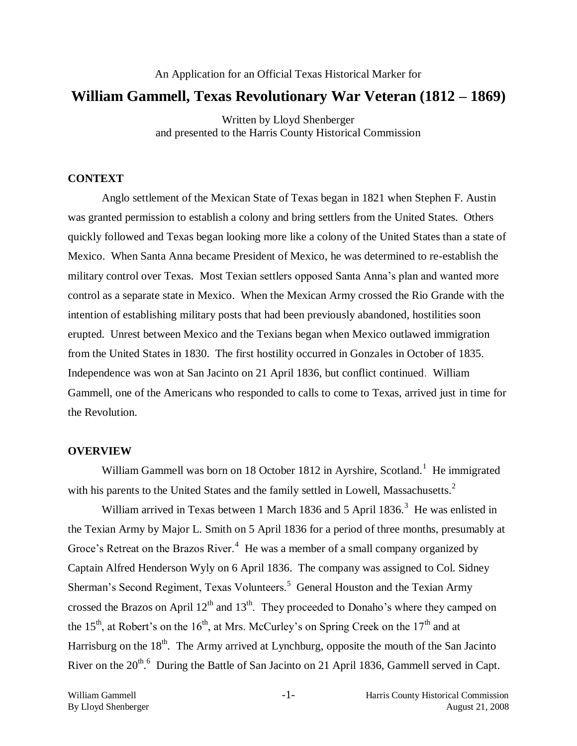An Application for an Official Texas Historical Marker for

# William Gammell, Texas Revolutionary War Veteran (1812 – 1869)

Written by Lloyd Shenberger
and presented to the Harris County Historical Commission

## CONTEXT

Anglo settlement of the Mexican State of Texas began in 1821 when Stephen F. Austin was granted permission to establish a colony and bring settlers from the United States. Others quickly followed and Texas began looking more like a colony of the United States than a state of Mexico. When Santa Anna became President of Mexico, he was determined to re-establish the military control over Texas. Most Texian settlers opposed Santa Anna's plan and wanted more control as a separate state in Mexico. When the Mexican Army crossed the Rio Grande with the intention of establishing military posts that had been previously abandoned, hostilities soon erupted. Unrest between Mexico and the Texians began when Mexico outlawed immigration from the United States in 1830. The first hostility occurred in Gonzales in October of 1835. Independence was won at San Jacinto on 21 April 1836, but conflict continued. William Gammell, one of the Americans who responded to calls to come to Texas, arrived just in time for the Revolution.

## OVERVIEW

William Gammell was born on 18 October 1812 in Ayrshire, Scotland.[1] He immigrated with his parents to the United States and the family settled in Lowell, Massachusetts.[2]

William arrived in Texas between 1 March 1836 and 5 April 1836.[3] He was enlisted in the Texian Army by Major L. Smith on 5 April 1836 for a period of three months, presumably at Groce's Retreat on the Brazos River.[4] He was a member of a small company organized by Captain Alfred Henderson Wyly on 6 April 1836. The company was assigned to Col. Sidney Sherman's Second Regiment, Texas Volunteers.[5] General Houston and the Texian Army crossed the Brazos on April 12th and 13th. They proceeded to Donaho's where they camped on the 15th, at Robert's on the 16th, at Mrs. McCurley's on Spring Creek on the 17th and at Harrisburg on the 18th. The Army arrived at Lynchburg, opposite the mouth of the San Jacinto River on the 20th.[6] During the Battle of San Jacinto on 21 April 1836, Gammell served in Capt.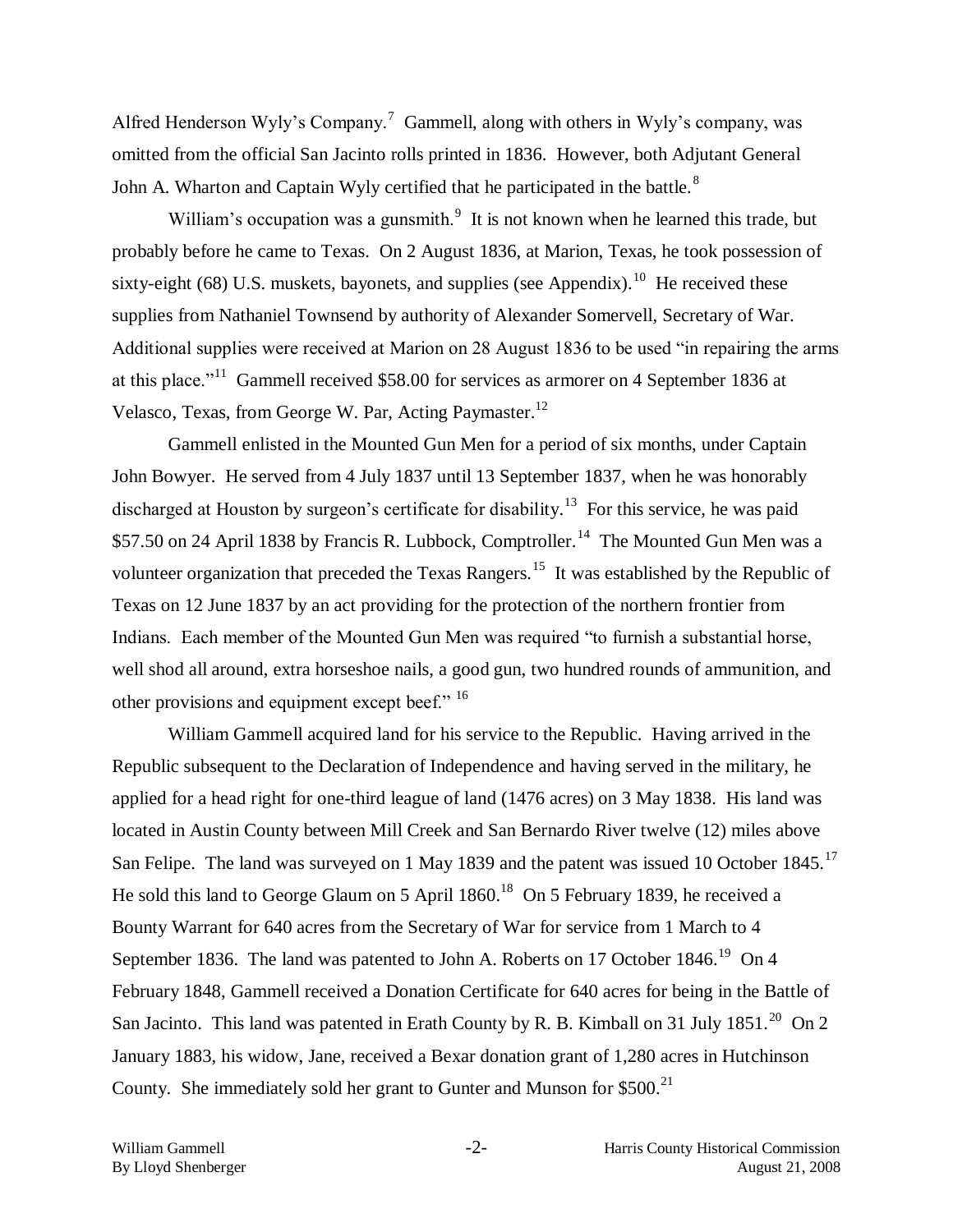Alfred Henderson Wyly's Company.[7] Gammell, along with others in Wyly's company, was omitted from the official San Jacinto rolls printed in 1836. However, both Adjutant General John A. Wharton and Captain Wyly certified that he participated in the battle.[8]

William's occupation was a gunsmith.[9] It is not known when he learned this trade, but probably before he came to Texas. On 2 August 1836, at Marion, Texas, he took possession of sixty-eight (68) U.S. muskets, bayonets, and supplies (see Appendix).[10] He received these supplies from Nathaniel Townsend by authority of Alexander Somervell, Secretary of War. Additional supplies were received at Marion on 28 August 1836 to be used "in repairing the arms at this place."[11] Gammell received $58.00 for services as armorer on 4 September 1836 at Velasco, Texas, from George W. Par, Acting Paymaster.[12]

Gammell enlisted in the Mounted Gun Men for a period of six months, under Captain John Bowyer. He served from 4 July 1837 until 13 September 1837, when he was honorably discharged at Houston by surgeon's certificate for disability.[13] For this service, he was paid $57.50 on 24 April 1838 by Francis R. Lubbock, Comptroller.[14] The Mounted Gun Men was a volunteer organization that preceded the Texas Rangers.[15] It was established by the Republic of Texas on 12 June 1837 by an act providing for the protection of the northern frontier from Indians. Each member of the Mounted Gun Men was required "to furnish a substantial horse, well shod all around, extra horseshoe nails, a good gun, two hundred rounds of ammunition, and other provisions and equipment except beef." [16]

William Gammell acquired land for his service to the Republic. Having arrived in the Republic subsequent to the Declaration of Independence and having served in the military, he applied for a head right for one-third league of land (1476 acres) on 3 May 1838. His land was located in Austin County between Mill Creek and San Bernardo River twelve (12) miles above San Felipe. The land was surveyed on 1 May 1839 and the patent was issued 10 October 1845.[17] He sold this land to George Glaum on 5 April 1860.[18] On 5 February 1839, he received a Bounty Warrant for 640 acres from the Secretary of War for service from 1 March to 4 September 1836. The land was patented to John A. Roberts on 17 October 1846.[19] On 4 February 1848, Gammell received a Donation Certificate for 640 acres for being in the Battle of San Jacinto. This land was patented in Erath County by R. B. Kimball on 31 July 1851.[20] On 2 January 1883, his widow, Jane, received a Bexar donation grant of 1,280 acres in Hutchinson County. She immediately sold her grant to Gunter and Munson for $500.[21]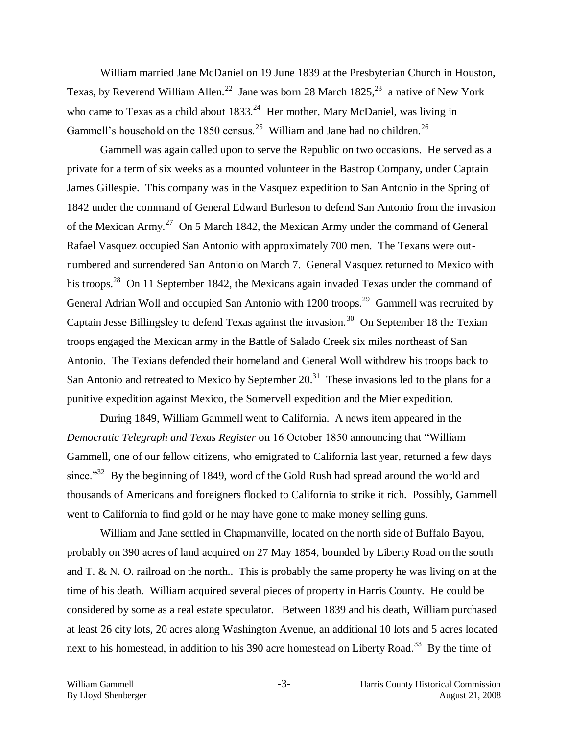William married Jane McDaniel on 19 June 1839 at the Presbyterian Church in Houston, Texas, by Reverend William Allen.[22] Jane was born 28 March 1825,[23] a native of New York who came to Texas as a child about 1833.[24] Her mother, Mary McDaniel, was living in Gammell's household on the 1850 census.[25] William and Jane had no children.[26]

Gammell was again called upon to serve the Republic on two occasions. He served as a private for a term of six weeks as a mounted volunteer in the Bastrop Company, under Captain James Gillespie. This company was in the Vasquez expedition to San Antonio in the Spring of 1842 under the command of General Edward Burleson to defend San Antonio from the invasion of the Mexican Army.[27] On 5 March 1842, the Mexican Army under the command of General Rafael Vasquez occupied San Antonio with approximately 700 men. The Texans were out-numbered and surrendered San Antonio on March 7. General Vasquez returned to Mexico with his troops.[28] On 11 September 1842, the Mexicans again invaded Texas under the command of General Adrian Woll and occupied San Antonio with 1200 troops.[29] Gammell was recruited by Captain Jesse Billingsley to defend Texas against the invasion.[30] On September 18 the Texian troops engaged the Mexican army in the Battle of Salado Creek six miles northeast of San Antonio. The Texians defended their homeland and General Woll withdrew his troops back to San Antonio and retreated to Mexico by September 20.[31] These invasions led to the plans for a punitive expedition against Mexico, the Somervell expedition and the Mier expedition.

During 1849, William Gammell went to California. A news item appeared in the *Democratic Telegraph and Texas Register* on 16 October 1850 announcing that "William Gammell, one of our fellow citizens, who emigrated to California last year, returned a few days since."[32] By the beginning of 1849, word of the Gold Rush had spread around the world and thousands of Americans and foreigners flocked to California to strike it rich. Possibly, Gammell went to California to find gold or he may have gone to make money selling guns.

William and Jane settled in Chapmanville, located on the north side of Buffalo Bayou, probably on 390 acres of land acquired on 27 May 1854, bounded by Liberty Road on the south and T. & N. O. railroad on the north.. This is probably the same property he was living on at the time of his death. William acquired several pieces of property in Harris County. He could be considered by some as a real estate speculator. Between 1839 and his death, William purchased at least 26 city lots, 20 acres along Washington Avenue, an additional 10 lots and 5 acres located next to his homestead, in addition to his 390 acre homestead on Liberty Road.[33] By the time of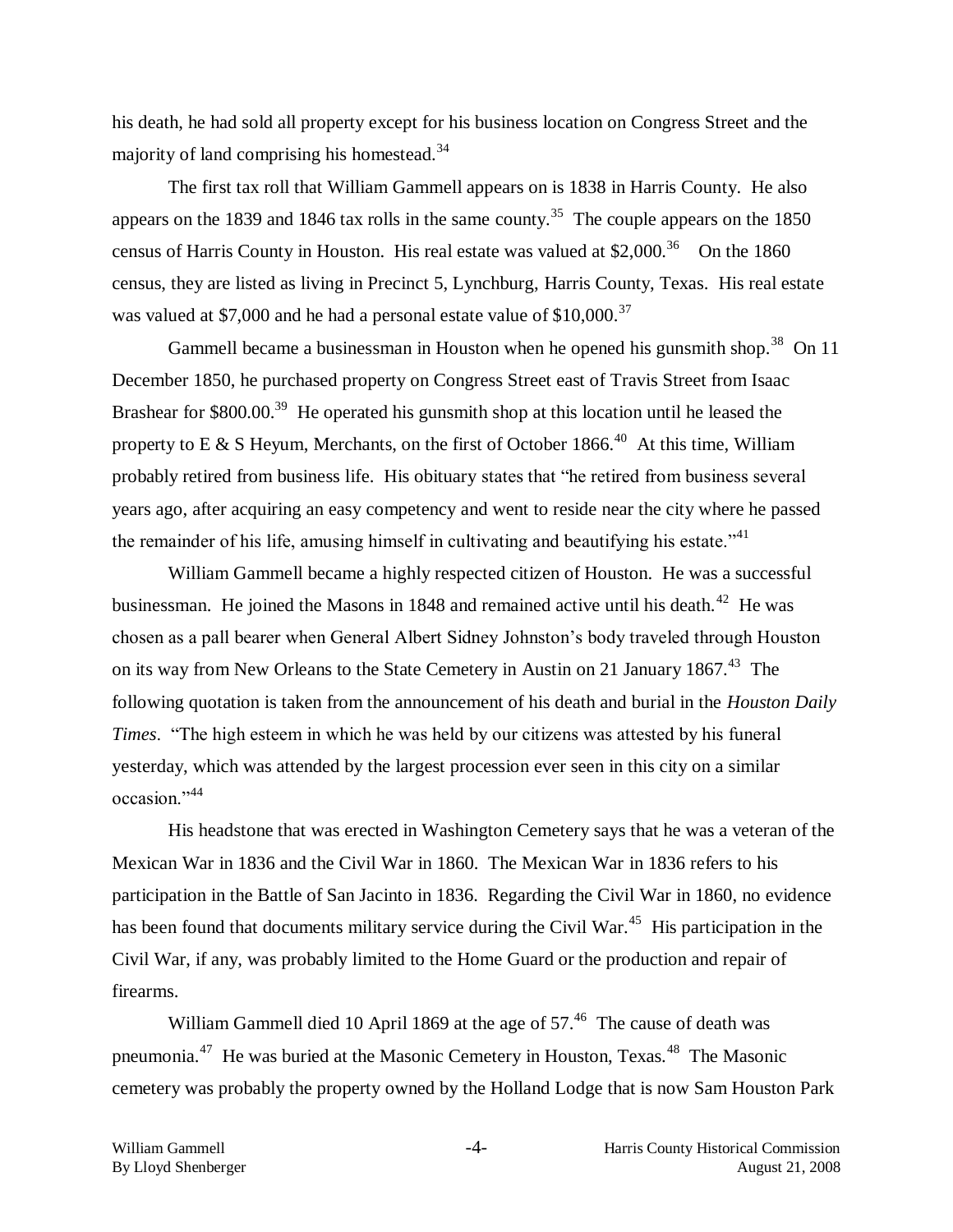his death, he had sold all property except for his business location on Congress Street and the majority of land comprising his homestead.[34]

The first tax roll that William Gammell appears on is 1838 in Harris County. He also appears on the 1839 and 1846 tax rolls in the same county.[35] The couple appears on the 1850 census of Harris County in Houston. His real estate was valued at $2,000.[36] On the 1860 census, they are listed as living in Precinct 5, Lynchburg, Harris County, Texas. His real estate was valued at $7,000 and he had a personal estate value of $10,000.[37]

Gammell became a businessman in Houston when he opened his gunsmith shop.[38] On 11 December 1850, he purchased property on Congress Street east of Travis Street from Isaac Brashear for $800.00.[39] He operated his gunsmith shop at this location until he leased the property to E & S Heyum, Merchants, on the first of October 1866.[40] At this time, William probably retired from business life. His obituary states that "he retired from business several years ago, after acquiring an easy competency and went to reside near the city where he passed the remainder of his life, amusing himself in cultivating and beautifying his estate."[41]

William Gammell became a highly respected citizen of Houston. He was a successful businessman. He joined the Masons in 1848 and remained active until his death.[42] He was chosen as a pall bearer when General Albert Sidney Johnston's body traveled through Houston on its way from New Orleans to the State Cemetery in Austin on 21 January 1867.[43] The following quotation is taken from the announcement of his death and burial in the *Houston Daily Times*. "The high esteem in which he was held by our citizens was attested by his funeral yesterday, which was attended by the largest procession ever seen in this city on a similar occasion."[44]

His headstone that was erected in Washington Cemetery says that he was a veteran of the Mexican War in 1836 and the Civil War in 1860. The Mexican War in 1836 refers to his participation in the Battle of San Jacinto in 1836. Regarding the Civil War in 1860, no evidence has been found that documents military service during the Civil War.[45] His participation in the Civil War, if any, was probably limited to the Home Guard or the production and repair of firearms.

William Gammell died 10 April 1869 at the age of 57.[46] The cause of death was pneumonia.[47] He was buried at the Masonic Cemetery in Houston, Texas.[48] The Masonic cemetery was probably the property owned by the Holland Lodge that is now Sam Houston Park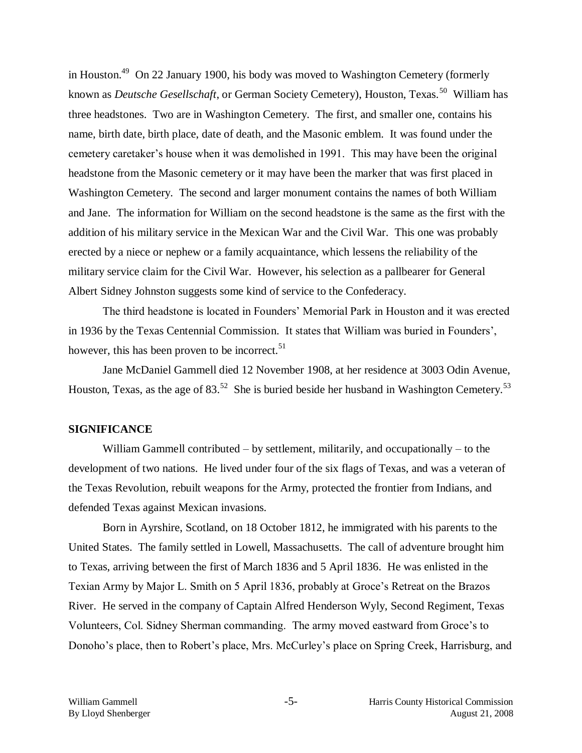in Houston.[49] On 22 January 1900, his body was moved to Washington Cemetery (formerly known as *Deutsche Gesellschaft*, or German Society Cemetery), Houston, Texas.[50] William has three headstones. Two are in Washington Cemetery. The first, and smaller one, contains his name, birth date, birth place, date of death, and the Masonic emblem. It was found under the cemetery caretaker's house when it was demolished in 1991. This may have been the original headstone from the Masonic cemetery or it may have been the marker that was first placed in Washington Cemetery. The second and larger monument contains the names of both William and Jane. The information for William on the second headstone is the same as the first with the addition of his military service in the Mexican War and the Civil War. This one was probably erected by a niece or nephew or a family acquaintance, which lessens the reliability of the military service claim for the Civil War. However, his selection as a pallbearer for General Albert Sidney Johnston suggests some kind of service to the Confederacy.

The third headstone is located in Founders' Memorial Park in Houston and it was erected in 1936 by the Texas Centennial Commission. It states that William was buried in Founders', however, this has been proven to be incorrect.[51]

Jane McDaniel Gammell died 12 November 1908, at her residence at 3003 Odin Avenue, Houston, Texas, as the age of 83.[52] She is buried beside her husband in Washington Cemetery.[53]

**SIGNIFICANCE**

William Gammell contributed – by settlement, militarily, and occupationally – to the development of two nations. He lived under four of the six flags of Texas, and was a veteran of the Texas Revolution, rebuilt weapons for the Army, protected the frontier from Indians, and defended Texas against Mexican invasions.

Born in Ayrshire, Scotland, on 18 October 1812, he immigrated with his parents to the United States. The family settled in Lowell, Massachusetts. The call of adventure brought him to Texas, arriving between the first of March 1836 and 5 April 1836. He was enlisted in the Texian Army by Major L. Smith on 5 April 1836, probably at Groce's Retreat on the Brazos River. He served in the company of Captain Alfred Henderson Wyly, Second Regiment, Texas Volunteers, Col. Sidney Sherman commanding. The army moved eastward from Groce's to Donoho's place, then to Robert's place, Mrs. McCurley's place on Spring Creek, Harrisburg, and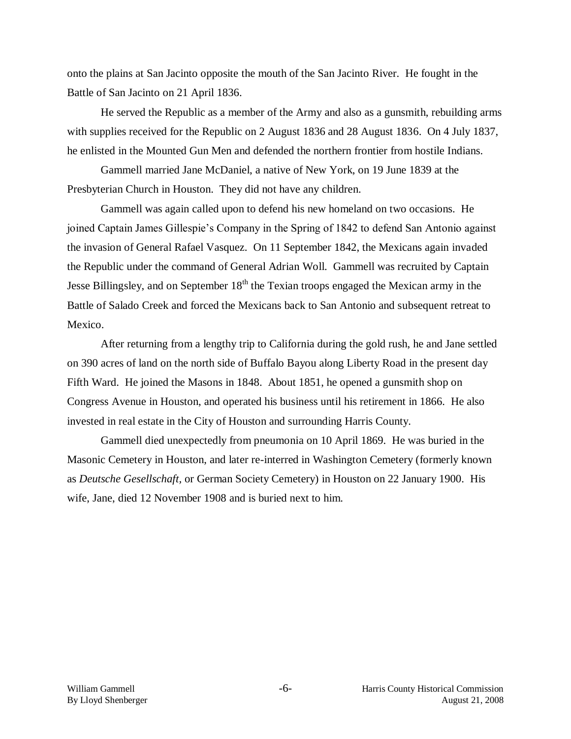onto the plains at San Jacinto opposite the mouth of the San Jacinto River. He fought in the Battle of San Jacinto on 21 April 1836.

He served the Republic as a member of the Army and also as a gunsmith, rebuilding arms with supplies received for the Republic on 2 August 1836 and 28 August 1836. On 4 July 1837, he enlisted in the Mounted Gun Men and defended the northern frontier from hostile Indians.

Gammell married Jane McDaniel, a native of New York, on 19 June 1839 at the Presbyterian Church in Houston. They did not have any children.

Gammell was again called upon to defend his new homeland on two occasions. He joined Captain James Gillespie's Company in the Spring of 1842 to defend San Antonio against the invasion of General Rafael Vasquez. On 11 September 1842, the Mexicans again invaded the Republic under the command of General Adrian Woll. Gammell was recruited by Captain Jesse Billingsley, and on September 18th the Texian troops engaged the Mexican army in the Battle of Salado Creek and forced the Mexicans back to San Antonio and subsequent retreat to Mexico.

After returning from a lengthy trip to California during the gold rush, he and Jane settled on 390 acres of land on the north side of Buffalo Bayou along Liberty Road in the present day Fifth Ward. He joined the Masons in 1848. About 1851, he opened a gunsmith shop on Congress Avenue in Houston, and operated his business until his retirement in 1866. He also invested in real estate in the City of Houston and surrounding Harris County.

Gammell died unexpectedly from pneumonia on 10 April 1869. He was buried in the Masonic Cemetery in Houston, and later re-interred in Washington Cemetery (formerly known as *Deutsche Gesellschaft*, or German Society Cemetery) in Houston on 22 January 1900. His wife, Jane, died 12 November 1908 and is buried next to him.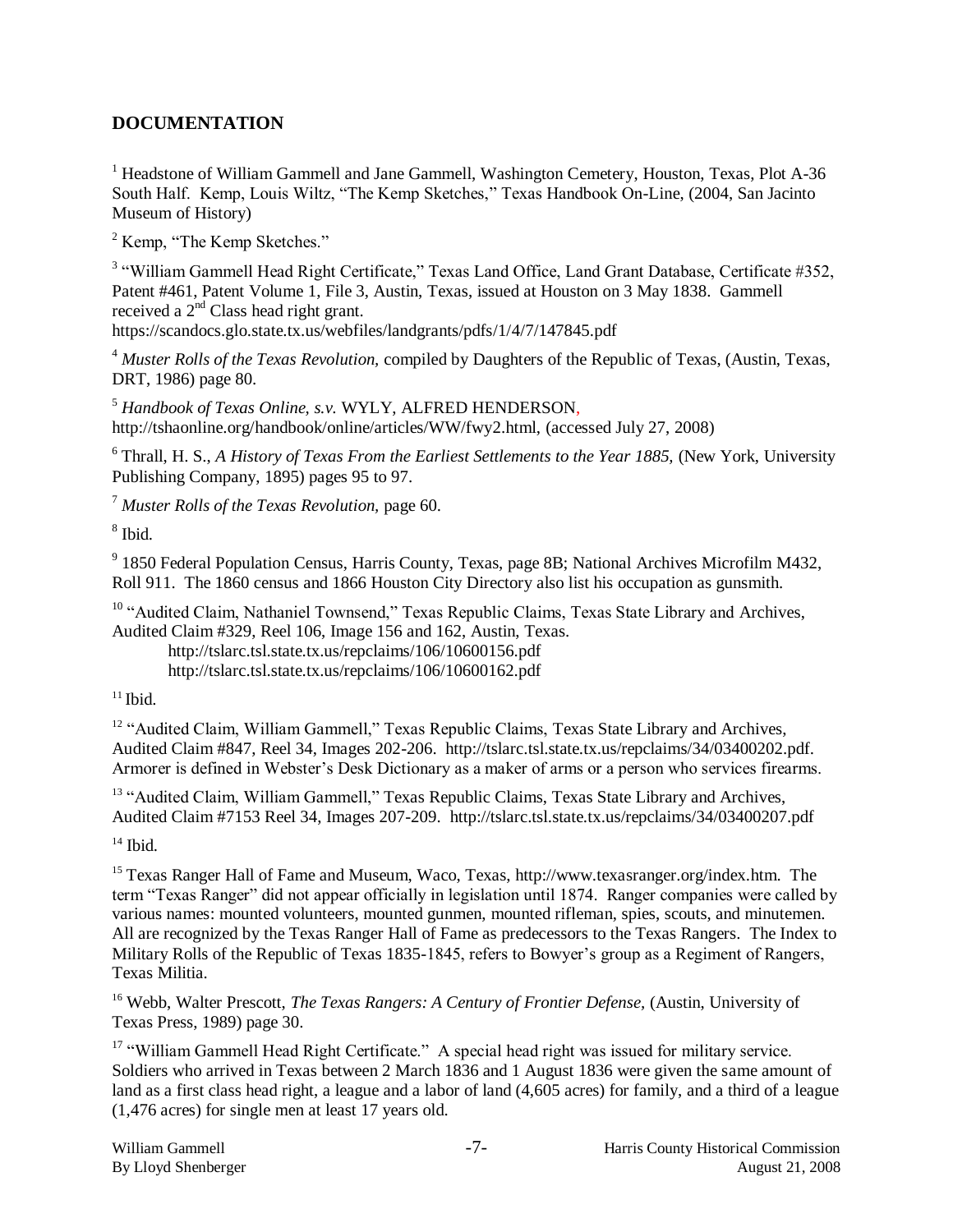## DOCUMENTATION

[1] Headstone of William Gammell and Jane Gammell, Washington Cemetery, Houston, Texas, Plot A-36 South Half. Kemp, Louis Wiltz, "The Kemp Sketches," Texas Handbook On-Line, (2004, San Jacinto Museum of History)

[2] Kemp, "The Kemp Sketches."

[3] "William Gammell Head Right Certificate," Texas Land Office, Land Grant Database, Certificate #352, Patent #461, Patent Volume 1, File 3, Austin, Texas, issued at Houston on 3 May 1838. Gammell received a 2nd Class head right grant.
https://scandocs.glo.state.tx.us/webfiles/landgrants/pdfs/1/4/7/147845.pdf

[4] *Muster Rolls of the Texas Revolution,* compiled by Daughters of the Republic of Texas, (Austin, Texas, DRT, 1986) page 80.

[5] *Handbook of Texas Online, s.v.* WYLY, ALFRED HENDERSON, http://tshaonline.org/handbook/online/articles/WW/fwy2.html, (accessed July 27, 2008)

[6] Thrall, H. S., *A History of Texas From the Earliest Settlements to the Year 1885,* (New York, University Publishing Company, 1895) pages 95 to 97.

[7] *Muster Rolls of the Texas Revolution,* page 60.

[8] Ibid.

[9] 1850 Federal Population Census, Harris County, Texas, page 8B; National Archives Microfilm M432, Roll 911. The 1860 census and 1866 Houston City Directory also list his occupation as gunsmith.

[10] "Audited Claim, Nathaniel Townsend," Texas Republic Claims, Texas State Library and Archives, Audited Claim #329, Reel 106, Image 156 and 162, Austin, Texas.
http://tslarc.tsl.state.tx.us/repclaims/106/10600156.pdf
http://tslarc.tsl.state.tx.us/repclaims/106/10600162.pdf

[11] Ibid.

[12] "Audited Claim, William Gammell," Texas Republic Claims, Texas State Library and Archives, Audited Claim #847, Reel 34, Images 202-206. http://tslarc.tsl.state.tx.us/repclaims/34/03400202.pdf. Armorer is defined in Webster's Desk Dictionary as a maker of arms or a person who services firearms.

[13] "Audited Claim, William Gammell," Texas Republic Claims, Texas State Library and Archives, Audited Claim #7153 Reel 34, Images 207-209. http://tslarc.tsl.state.tx.us/repclaims/34/03400207.pdf

[14] Ibid.

[15] Texas Ranger Hall of Fame and Museum, Waco, Texas, http://www.texasranger.org/index.htm. The term "Texas Ranger" did not appear officially in legislation until 1874. Ranger companies were called by various names: mounted volunteers, mounted gunmen, mounted rifleman, spies, scouts, and minutemen. All are recognized by the Texas Ranger Hall of Fame as predecessors to the Texas Rangers. The Index to Military Rolls of the Republic of Texas 1835-1845, refers to Bowyer's group as a Regiment of Rangers, Texas Militia.

[16] Webb, Walter Prescott, *The Texas Rangers: A Century of Frontier Defense,* (Austin, University of Texas Press, 1989) page 30.

[17] "William Gammell Head Right Certificate." A special head right was issued for military service. Soldiers who arrived in Texas between 2 March 1836 and 1 August 1836 were given the same amount of land as a first class head right, a league and a labor of land (4,605 acres) for family, and a third of a league (1,476 acres) for single men at least 17 years old.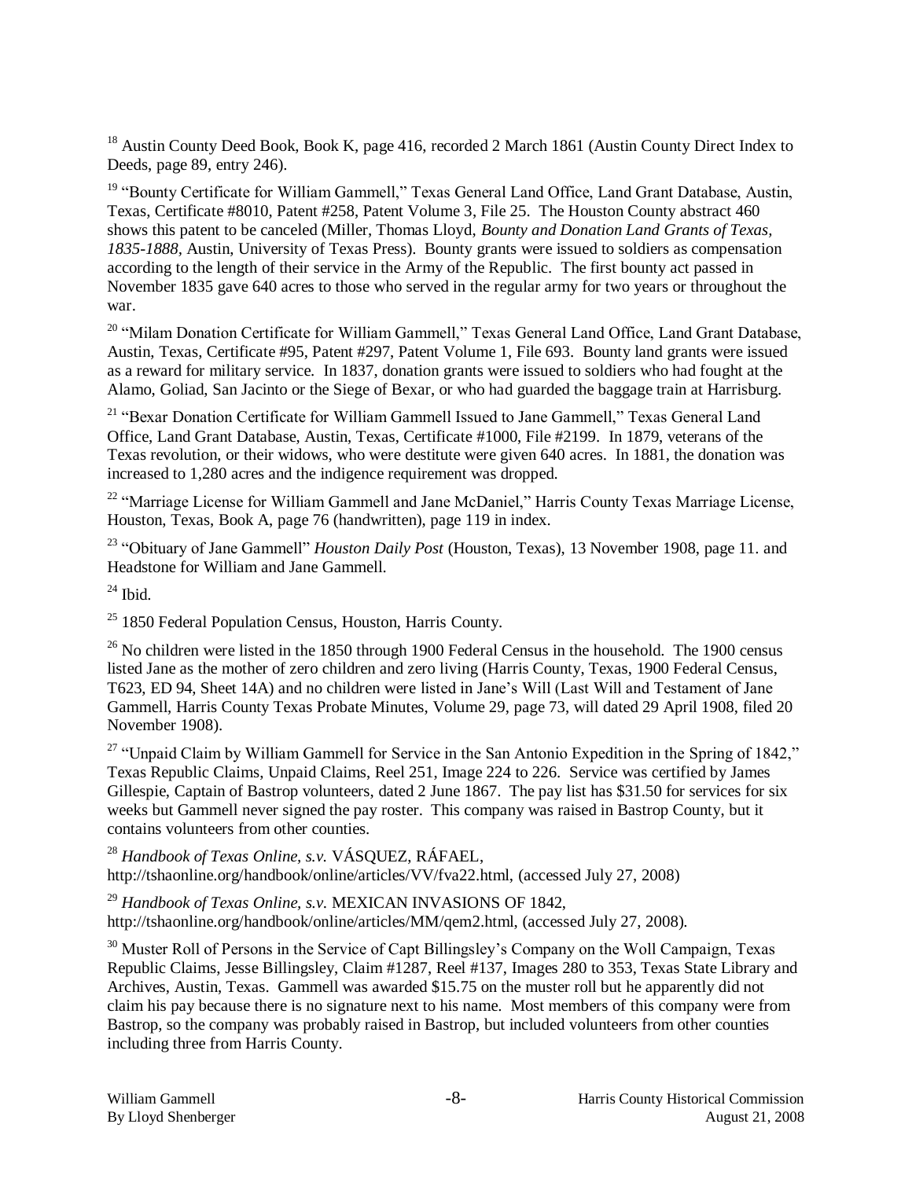[18] Austin County Deed Book, Book K, page 416, recorded 2 March 1861 (Austin County Direct Index to Deeds, page 89, entry 246).

[19] "Bounty Certificate for William Gammell," Texas General Land Office, Land Grant Database, Austin, Texas, Certificate #8010, Patent #258, Patent Volume 3, File 25. The Houston County abstract 460 shows this patent to be canceled (Miller, Thomas Lloyd, *Bounty and Donation Land Grants of Texas, 1835-1888*, Austin, University of Texas Press). Bounty grants were issued to soldiers as compensation according to the length of their service in the Army of the Republic. The first bounty act passed in November 1835 gave 640 acres to those who served in the regular army for two years or throughout the war.

[20] "Milam Donation Certificate for William Gammell," Texas General Land Office, Land Grant Database, Austin, Texas, Certificate #95, Patent #297, Patent Volume 1, File 693. Bounty land grants were issued as a reward for military service. In 1837, donation grants were issued to soldiers who had fought at the Alamo, Goliad, San Jacinto or the Siege of Bexar, or who had guarded the baggage train at Harrisburg.

[21] "Bexar Donation Certificate for William Gammell Issued to Jane Gammell," Texas General Land Office, Land Grant Database, Austin, Texas, Certificate #1000, File #2199. In 1879, veterans of the Texas revolution, or their widows, who were destitute were given 640 acres. In 1881, the donation was increased to 1,280 acres and the indigence requirement was dropped.

[22] "Marriage License for William Gammell and Jane McDaniel," Harris County Texas Marriage License, Houston, Texas, Book A, page 76 (handwritten), page 119 in index.

[23] "Obituary of Jane Gammell" *Houston Daily Post* (Houston, Texas), 13 November 1908, page 11. and Headstone for William and Jane Gammell.

[24] Ibid.

[25] 1850 Federal Population Census, Houston, Harris County.

[26] No children were listed in the 1850 through 1900 Federal Census in the household. The 1900 census listed Jane as the mother of zero children and zero living (Harris County, Texas, 1900 Federal Census, T623, ED 94, Sheet 14A) and no children were listed in Jane's Will (Last Will and Testament of Jane Gammell, Harris County Texas Probate Minutes, Volume 29, page 73, will dated 29 April 1908, filed 20 November 1908).

[27] "Unpaid Claim by William Gammell for Service in the San Antonio Expedition in the Spring of 1842," Texas Republic Claims, Unpaid Claims, Reel 251, Image 224 to 226. Service was certified by James Gillespie, Captain of Bastrop volunteers, dated 2 June 1867. The pay list has $31.50 for services for six weeks but Gammell never signed the pay roster. This company was raised in Bastrop County, but it contains volunteers from other counties.

[28] *Handbook of Texas Online, s.v.* VÁSQUEZ, RÁFAEL, http://tshaonline.org/handbook/online/articles/VV/fva22.html, (accessed July 27, 2008)

[29] *Handbook of Texas Online, s.v.* MEXICAN INVASIONS OF 1842, http://tshaonline.org/handbook/online/articles/MM/qem2.html, (accessed July 27, 2008).

[30] Muster Roll of Persons in the Service of Capt Billingsley's Company on the Woll Campaign, Texas Republic Claims, Jesse Billingsley, Claim #1287, Reel #137, Images 280 to 353, Texas State Library and Archives, Austin, Texas. Gammell was awarded $15.75 on the muster roll but he apparently did not claim his pay because there is no signature next to his name. Most members of this company were from Bastrop, so the company was probably raised in Bastrop, but included volunteers from other counties including three from Harris County.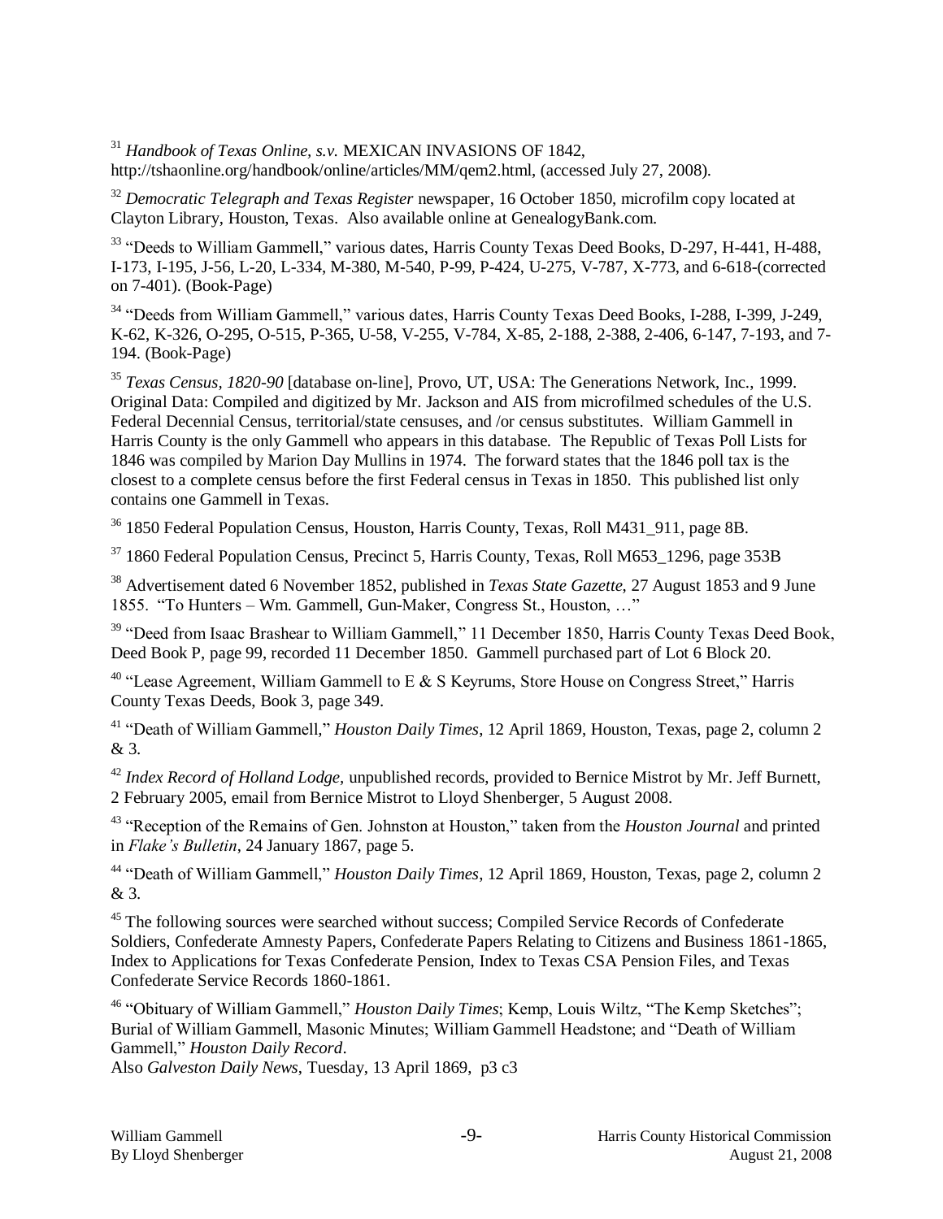[31] *Handbook of Texas Online*, *s.v.* MEXICAN INVASIONS OF 1842, http://tshaonline.org/handbook/online/articles/MM/qem2.html, (accessed July 27, 2008).

[32] *Democratic Telegraph and Texas Register* newspaper, 16 October 1850, microfilm copy located at Clayton Library, Houston, Texas. Also available online at GenealogyBank.com.

[33] "Deeds to William Gammell," various dates, Harris County Texas Deed Books, D-297, H-441, H-488, I-173, I-195, J-56, L-20, L-334, M-380, M-540, P-99, P-424, U-275, V-787, X-773, and 6-618-(corrected on 7-401). (Book-Page)

[34] "Deeds from William Gammell," various dates, Harris County Texas Deed Books, I-288, I-399, J-249, K-62, K-326, O-295, O-515, P-365, U-58, V-255, V-784, X-85, 2-188, 2-388, 2-406, 6-147, 7-193, and 7-194. (Book-Page)

[35] *Texas Census, 1820-90* [database on-line], Provo, UT, USA: The Generations Network, Inc., 1999. Original Data: Compiled and digitized by Mr. Jackson and AIS from microfilmed schedules of the U.S. Federal Decennial Census, territorial/state censuses, and /or census substitutes. William Gammell in Harris County is the only Gammell who appears in this database. The Republic of Texas Poll Lists for 1846 was compiled by Marion Day Mullins in 1974. The forward states that the 1846 poll tax is the closest to a complete census before the first Federal census in Texas in 1850. This published list only contains one Gammell in Texas.

[36] 1850 Federal Population Census, Houston, Harris County, Texas, Roll M431_911, page 8B.

[37] 1860 Federal Population Census, Precinct 5, Harris County, Texas, Roll M653_1296, page 353B

[38] Advertisement dated 6 November 1852, published in *Texas State Gazette*, 27 August 1853 and 9 June 1855. "To Hunters – Wm. Gammell, Gun-Maker, Congress St., Houston, …"

[39] "Deed from Isaac Brashear to William Gammell," 11 December 1850, Harris County Texas Deed Book, Deed Book P, page 99, recorded 11 December 1850. Gammell purchased part of Lot 6 Block 20.

[40] "Lease Agreement, William Gammell to E & S Keyrums, Store House on Congress Street," Harris County Texas Deeds, Book 3, page 349.

[41] "Death of William Gammell," *Houston Daily Times*, 12 April 1869, Houston, Texas, page 2, column 2 & 3.

[42] *Index Record of Holland Lodge*, unpublished records, provided to Bernice Mistrot by Mr. Jeff Burnett, 2 February 2005, email from Bernice Mistrot to Lloyd Shenberger, 5 August 2008.

[43] "Reception of the Remains of Gen. Johnston at Houston," taken from the *Houston Journal* and printed in *Flake's Bulletin*, 24 January 1867, page 5.

[44] "Death of William Gammell," *Houston Daily Times*, 12 April 1869, Houston, Texas, page 2, column 2 & 3.

[45] The following sources were searched without success; Compiled Service Records of Confederate Soldiers, Confederate Amnesty Papers, Confederate Papers Relating to Citizens and Business 1861-1865, Index to Applications for Texas Confederate Pension, Index to Texas CSA Pension Files, and Texas Confederate Service Records 1860-1861.

[46] "Obituary of William Gammell," *Houston Daily Times*; Kemp, Louis Wiltz, "The Kemp Sketches"; Burial of William Gammell, Masonic Minutes; William Gammell Headstone; and "Death of William Gammell," *Houston Daily Record*.
Also *Galveston Daily News*, Tuesday, 13 April 1869, p3 c3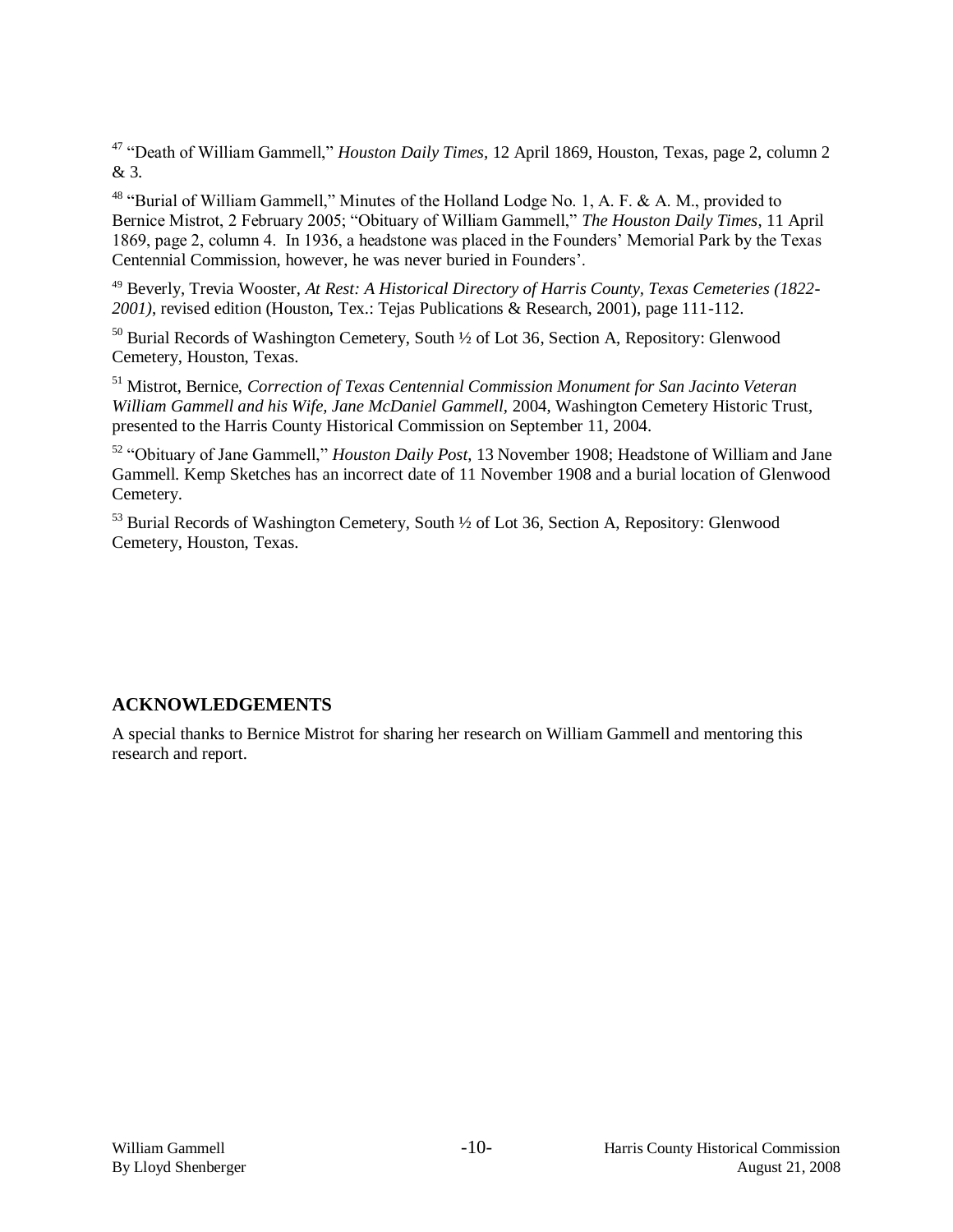[47] "Death of William Gammell," *Houston Daily Times,* 12 April 1869, Houston, Texas, page 2, column 2 & 3.

[48] "Burial of William Gammell," Minutes of the Holland Lodge No. 1, A. F. & A. M., provided to Bernice Mistrot, 2 February 2005; "Obituary of William Gammell," *The Houston Daily Times*, 11 April 1869, page 2, column 4. In 1936, a headstone was placed in the Founders' Memorial Park by the Texas Centennial Commission, however, he was never buried in Founders'.

[49] Beverly, Trevia Wooster, *At Rest: A Historical Directory of Harris County, Texas Cemeteries (1822-2001)*, revised edition (Houston, Tex.: Tejas Publications & Research, 2001), page 111-112.

[50] Burial Records of Washington Cemetery, South ½ of Lot 36, Section A, Repository: Glenwood Cemetery, Houston, Texas.

[51] Mistrot, Bernice, *Correction of Texas Centennial Commission Monument for San Jacinto Veteran William Gammell and his Wife, Jane McDaniel Gammell,* 2004, Washington Cemetery Historic Trust, presented to the Harris County Historical Commission on September 11, 2004.

[52] "Obituary of Jane Gammell," *Houston Daily Post*, 13 November 1908; Headstone of William and Jane Gammell. Kemp Sketches has an incorrect date of 11 November 1908 and a burial location of Glenwood Cemetery.

[53] Burial Records of Washington Cemetery, South ½ of Lot 36, Section A, Repository: Glenwood Cemetery, Houston, Texas.

## ACKNOWLEDGEMENTS

A special thanks to Bernice Mistrot for sharing her research on William Gammell and mentoring this research and report.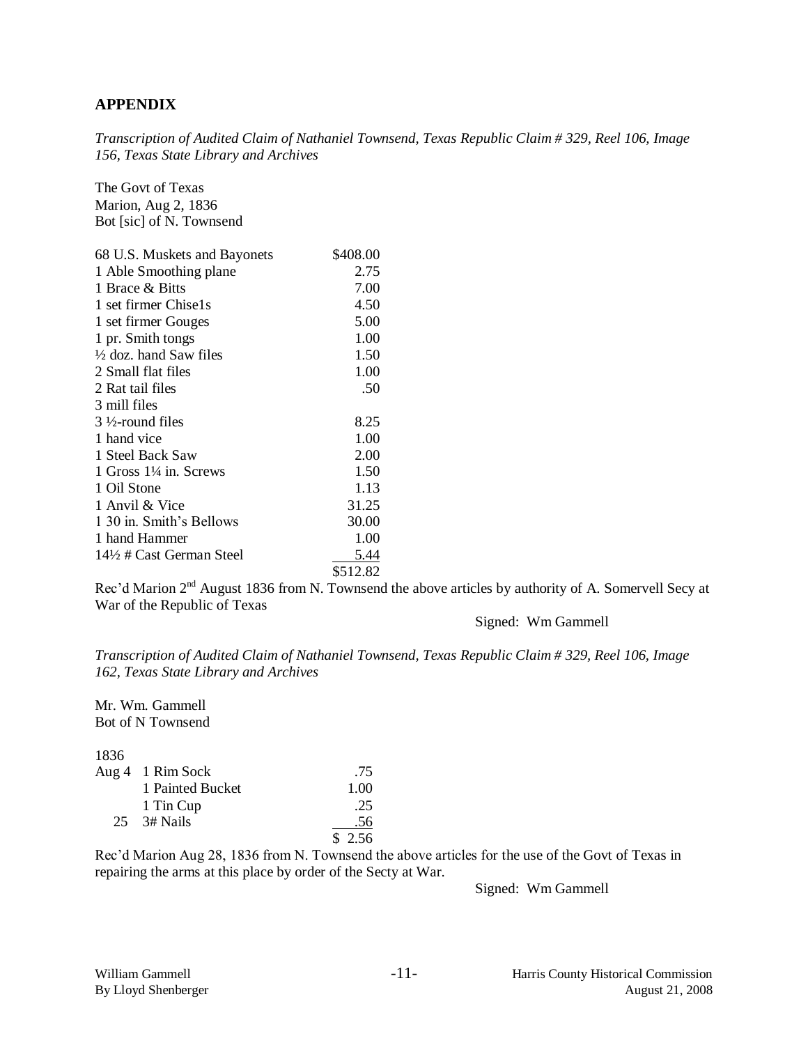## APPENDIX

*Transcription of Audited Claim of Nathaniel Townsend, Texas Republic Claim # 329, Reel 106, Image 156, Texas State Library and Archives*

The Govt of Texas
Marion, Aug 2, 1836
Bot [sic] of N. Townsend

| | |
|---|---|
| 68 U.S. Muskets and Bayonets | $408.00 |
| 1 Able Smoothing plane | 2.75 |
| 1 Brace & Bitts | 7.00 |
| 1 set firmer Chise1s | 4.50 |
| 1 set firmer Gouges | 5.00 |
| 1 pr. Smith tongs | 1.00 |
| ½ doz. hand Saw files | 1.50 |
| 2 Small flat files | 1.00 |
| 2 Rat tail files | .50 |
| 3 mill files | |
| 3 ½-round files | 8.25 |
| 1 hand vice | 1.00 |
| 1 Steel Back Saw | 2.00 |
| 1 Gross 1¼ in. Screws | 1.50 |
| 1 Oil Stone | 1.13 |
| 1 Anvil & Vice | 31.25 |
| 1 30 in. Smith's Bellows | 30.00 |
| 1 hand Hammer | 1.00 |
| 14½ # Cast German Steel | 5.44 |
| | $512.82 |

Rec'd Marion 2nd August 1836 from N. Townsend the above articles by authority of A. Somervell Secy at War of the Republic of Texas

Signed: Wm Gammell

*Transcription of Audited Claim of Nathaniel Townsend, Texas Republic Claim # 329, Reel 106, Image 162, Texas State Library and Archives*

Mr. Wm. Gammell
Bot of N Townsend

| | | |
|---|---|---|
| 1836 | | |
| Aug 4 | 1 Rim Sock | .75 |
| | 1 Painted Bucket | 1.00 |
| | 1 Tin Cup | .25 |
| 25 | 3# Nails | .56 |
| | | $ 2.56 |

Rec'd Marion Aug 28, 1836 from N. Townsend the above articles for the use of the Govt of Texas in repairing the arms at this place by order of the Secty at War.

Signed: Wm Gammell